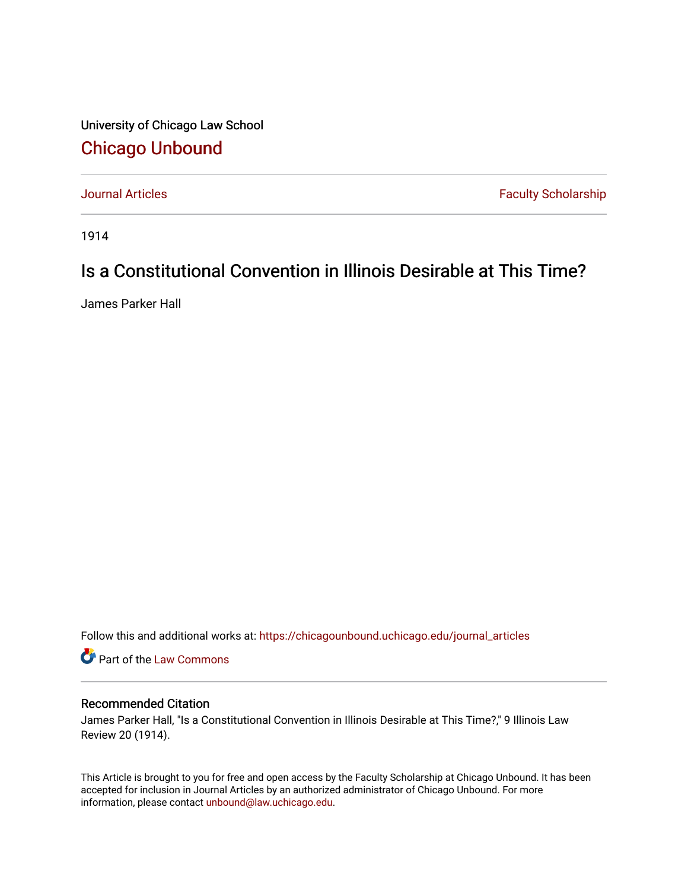University of Chicago Law School

## Chicago Unbound

Journal Articles | Faculty Scholarship

1914

# Is a Constitutional Convention in Illinois Desirable at This Time?

James Parker Hall

Follow this and additional works at: https://chicagounbound.uchicago.edu/journal_articles

Part of the Law Commons

### Recommended Citation

James Parker Hall, "Is a Constitutional Convention in Illinois Desirable at This Time?," 9 Illinois Law Review 20 (1914).

This Article is brought to you for free and open access by the Faculty Scholarship at Chicago Unbound. It has been accepted for inclusion in Journal Articles by an authorized administrator of Chicago Unbound. For more information, please contact unbound@law.uchicago.edu.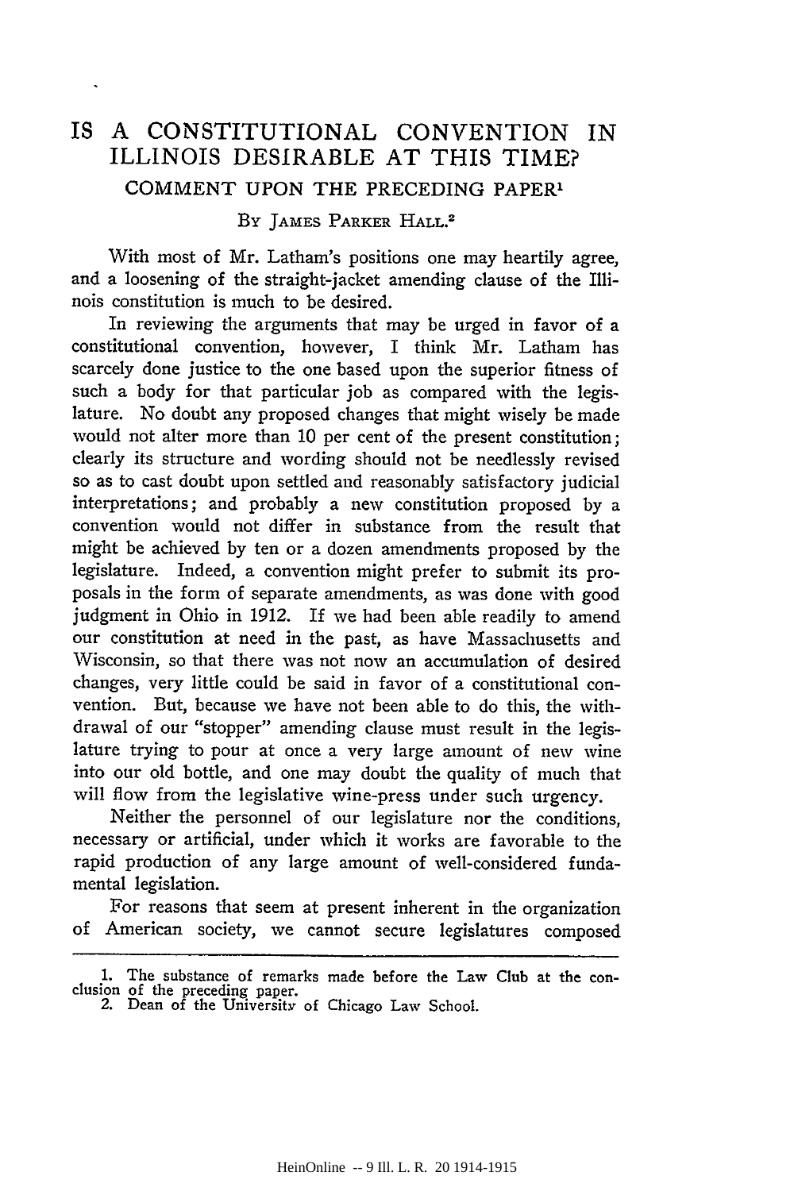# IS A CONSTITUTIONAL CONVENTION IN ILLINOIS DESIRABLE AT THIS TIME?

## COMMENT UPON THE PRECEDING PAPER[1]

### By JAMES PARKER HALL.[2]

With most of Mr. Latham's positions one may heartily agree, and a loosening of the straight-jacket amending clause of the Illinois constitution is much to be desired.

In reviewing the arguments that may be urged in favor of a constitutional convention, however, I think Mr. Latham has scarcely done justice to the one based upon the superior fitness of such a body for that particular job as compared with the legislature. No doubt any proposed changes that might wisely be made would not alter more than 10 per cent of the present constitution; clearly its structure and wording should not be needlessly revised so as to cast doubt upon settled and reasonably satisfactory judicial interpretations; and probably a new constitution proposed by a convention would not differ in substance from the result that might be achieved by ten or a dozen amendments proposed by the legislature. Indeed, a convention might prefer to submit its proposals in the form of separate amendments, as was done with good judgment in Ohio in 1912. If we had been able readily to amend our constitution at need in the past, as have Massachusetts and Wisconsin, so that there was not now an accumulation of desired changes, very little could be said in favor of a constitutional convention. But, because we have not been able to do this, the withdrawal of our "stopper" amending clause must result in the legislature trying to pour at once a very large amount of new wine into our old bottle, and one may doubt the quality of much that will flow from the legislative wine-press under such urgency.

Neither the personnel of our legislature nor the conditions, necessary or artificial, under which it works are favorable to the rapid production of any large amount of well-considered fundamental legislation.

For reasons that seem at present inherent in the organization of American society, we cannot secure legislatures composed

---

1. The substance of remarks made before the Law Club at the conclusion of the preceding paper.
2. Dean of the University of Chicago Law School.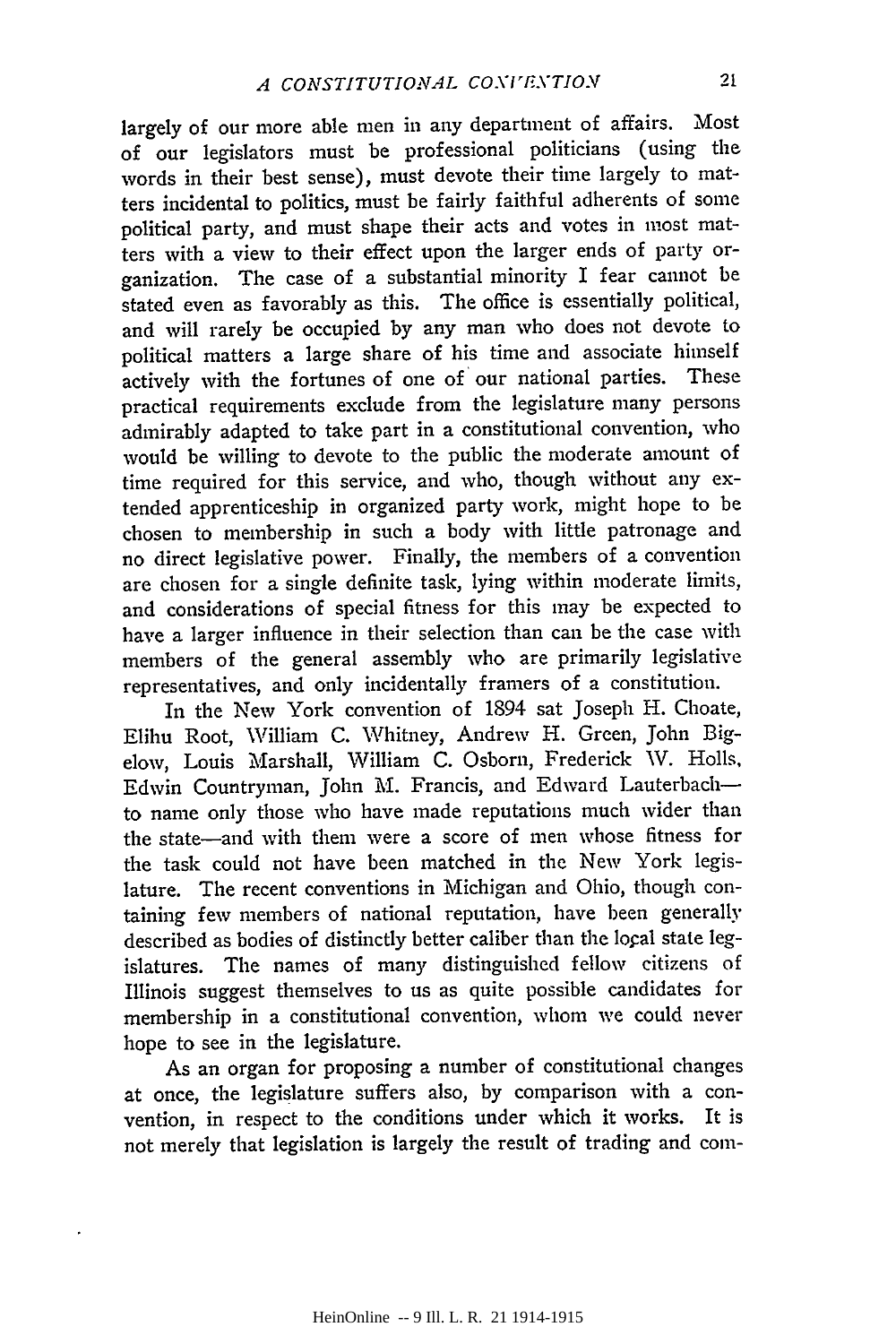largely of our more able men in any department of affairs. Most of our legislators must be professional politicians (using the words in their best sense), must devote their time largely to matters incidental to politics, must be fairly faithful adherents of some political party, and must shape their acts and votes in most matters with a view to their effect upon the larger ends of party organization. The case of a substantial minority I fear cannot be stated even as favorably as this. The office is essentially political, and will rarely be occupied by any man who does not devote to political matters a large share of his time and associate himself actively with the fortunes of one of our national parties. These practical requirements exclude from the legislature many persons admirably adapted to take part in a constitutional convention, who would be willing to devote to the public the moderate amount of time required for this service, and who, though without any extended apprenticeship in organized party work, might hope to be chosen to membership in such a body with little patronage and no direct legislative power. Finally, the members of a convention are chosen for a single definite task, lying within moderate limits, and considerations of special fitness for this may be expected to have a larger influence in their selection than can be the case with members of the general assembly who are primarily legislative representatives, and only incidentally framers of a constitution.

In the New York convention of 1894 sat Joseph H. Choate, Elihu Root, William C. Whitney, Andrew H. Green, John Bigelow, Louis Marshall, William C. Osborn, Frederick W. Holls, Edwin Countryman, John M. Francis, and Edward Lauterbach—to name only those who have made reputations much wider than the state—and with them were a score of men whose fitness for the task could not have been matched in the New York legislature. The recent conventions in Michigan and Ohio, though containing few members of national reputation, have been generally described as bodies of distinctly better caliber than the local state legislatures. The names of many distinguished fellow citizens of Illinois suggest themselves to us as quite possible candidates for membership in a constitutional convention, whom we could never hope to see in the legislature.

As an organ for proposing a number of constitutional changes at once, the legislature suffers also, by comparison with a convention, in respect to the conditions under which it works. It is not merely that legislation is largely the result of trading and com-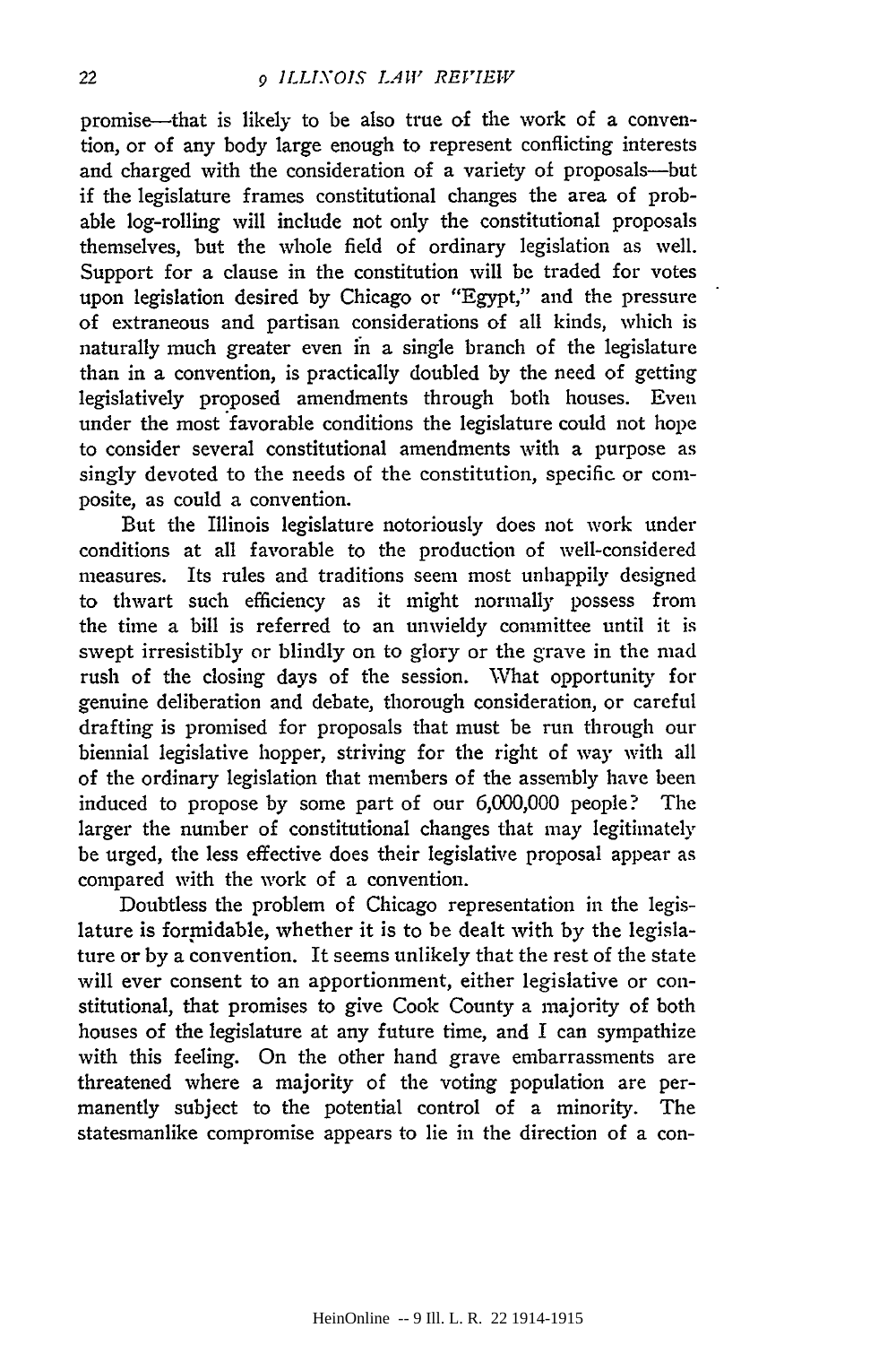promise—that is likely to be also true of the work of a convention, or of any body large enough to represent conflicting interests and charged with the consideration of a variety of proposals—but if the legislature frames constitutional changes the area of probable log-rolling will include not only the constitutional proposals themselves, but the whole field of ordinary legislation as well. Support for a clause in the constitution will be traded for votes upon legislation desired by Chicago or "Egypt," and the pressure of extraneous and partisan considerations of all kinds, which is naturally much greater even in a single branch of the legislature than in a convention, is practically doubled by the need of getting legislatively proposed amendments through both houses. Even under the most favorable conditions the legislature could not hope to consider several constitutional amendments with a purpose as singly devoted to the needs of the constitution, specific or composite, as could a convention.

But the Illinois legislature notoriously does not work under conditions at all favorable to the production of well-considered measures. Its rules and traditions seem most unhappily designed to thwart such efficiency as it might normally possess from the time a bill is referred to an unwieldy committee until it is swept irresistibly or blindly on to glory or the grave in the mad rush of the closing days of the session. What opportunity for genuine deliberation and debate, thorough consideration, or careful drafting is promised for proposals that must be run through our biennial legislative hopper, striving for the right of way with all of the ordinary legislation that members of the assembly have been induced to propose by some part of our 6,000,000 people? The larger the number of constitutional changes that may legitimately be urged, the less effective does their legislative proposal appear as compared with the work of a convention.

Doubtless the problem of Chicago representation in the legislature is formidable, whether it is to be dealt with by the legislature or by a convention. It seems unlikely that the rest of the state will ever consent to an apportionment, either legislative or constitutional, that promises to give Cook County a majority of both houses of the legislature at any future time, and I can sympathize with this feeling. On the other hand grave embarrassments are threatened where a majority of the voting population are permanently subject to the potential control of a minority. The statesmanlike compromise appears to lie in the direction of a con-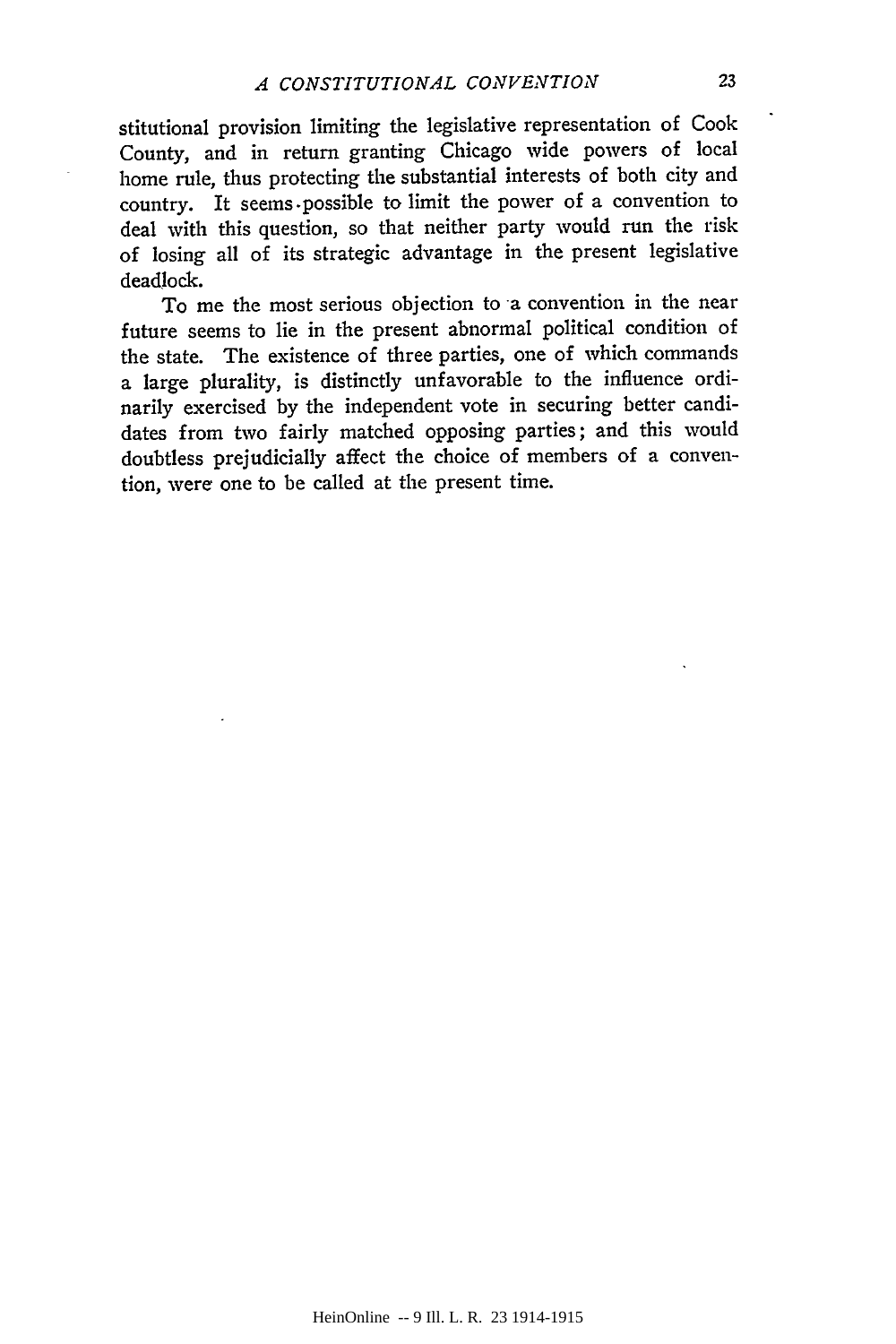stitutional provision limiting the legislative representation of Cook County, and in return granting Chicago wide powers of local home rule, thus protecting the substantial interests of both city and country. It seems possible to limit the power of a convention to deal with this question, so that neither party would run the risk of losing all of its strategic advantage in the present legislative deadlock.

To me the most serious objection to a convention in the near future seems to lie in the present abnormal political condition of the state. The existence of three parties, one of which commands a large plurality, is distinctly unfavorable to the influence ordinarily exercised by the independent vote in securing better candidates from two fairly matched opposing parties; and this would doubtless prejudicially affect the choice of members of a convention, were one to be called at the present time.